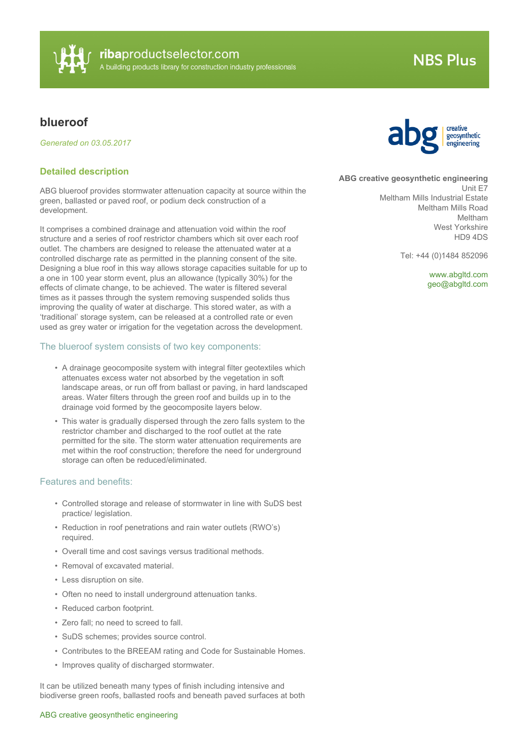# blueroof

*Generated on 03.05.2017*

**ABG creative geosynthetic engineering**
Unit E7
Meltham Mills Industrial Estate
Meltham Mills Road
Meltham
West Yorkshire
HD9 4DS

Tel: +44 (0)1484 852096

www.abgltd.com
geo@abgltd.com

## Detailed description

ABG blueroof provides stormwater attenuation capacity at source within the green, ballasted or paved roof, or podium deck construction of a development.

It comprises a combined drainage and attenuation void within the roof structure and a series of roof restrictor chambers which sit over each roof outlet. The chambers are designed to release the attenuated water at a controlled discharge rate as permitted in the planning consent of the site. Designing a blue roof in this way allows storage capacities suitable for up to a one in 100 year storm event, plus an allowance (typically 30%) for the effects of climate change, to be achieved. The water is filtered several times as it passes through the system removing suspended solids thus improving the quality of water at discharge. This stored water, as with a 'traditional' storage system, can be released at a controlled rate or even used as grey water or irrigation for the vegetation across the development.

### The blueroof system consists of two key components:

- A drainage geocomposite system with integral filter geotextiles which attenuates excess water not absorbed by the vegetation in soft landscape areas, or run off from ballast or paving, in hard landscaped areas. Water filters through the green roof and builds up in to the drainage void formed by the geocomposite layers below.
- This water is gradually dispersed through the zero falls system to the restrictor chamber and discharged to the roof outlet at the rate permitted for the site. The storm water attenuation requirements are met within the roof construction; therefore the need for underground storage can often be reduced/eliminated.

### Features and benefits:

- Controlled storage and release of stormwater in line with SuDS best practice/ legislation.
- Reduction in roof penetrations and rain water outlets (RWO's) required.
- Overall time and cost savings versus traditional methods.
- Removal of excavated material.
- Less disruption on site.
- Often no need to install underground attenuation tanks.
- Reduced carbon footprint.
- Zero fall; no need to screed to fall.
- SuDS schemes; provides source control.
- Contributes to the BREEAM rating and Code for Sustainable Homes.
- Improves quality of discharged stormwater.

It can be utilized beneath many types of finish including intensive and biodiverse green roofs, ballasted roofs and beneath paved surfaces at both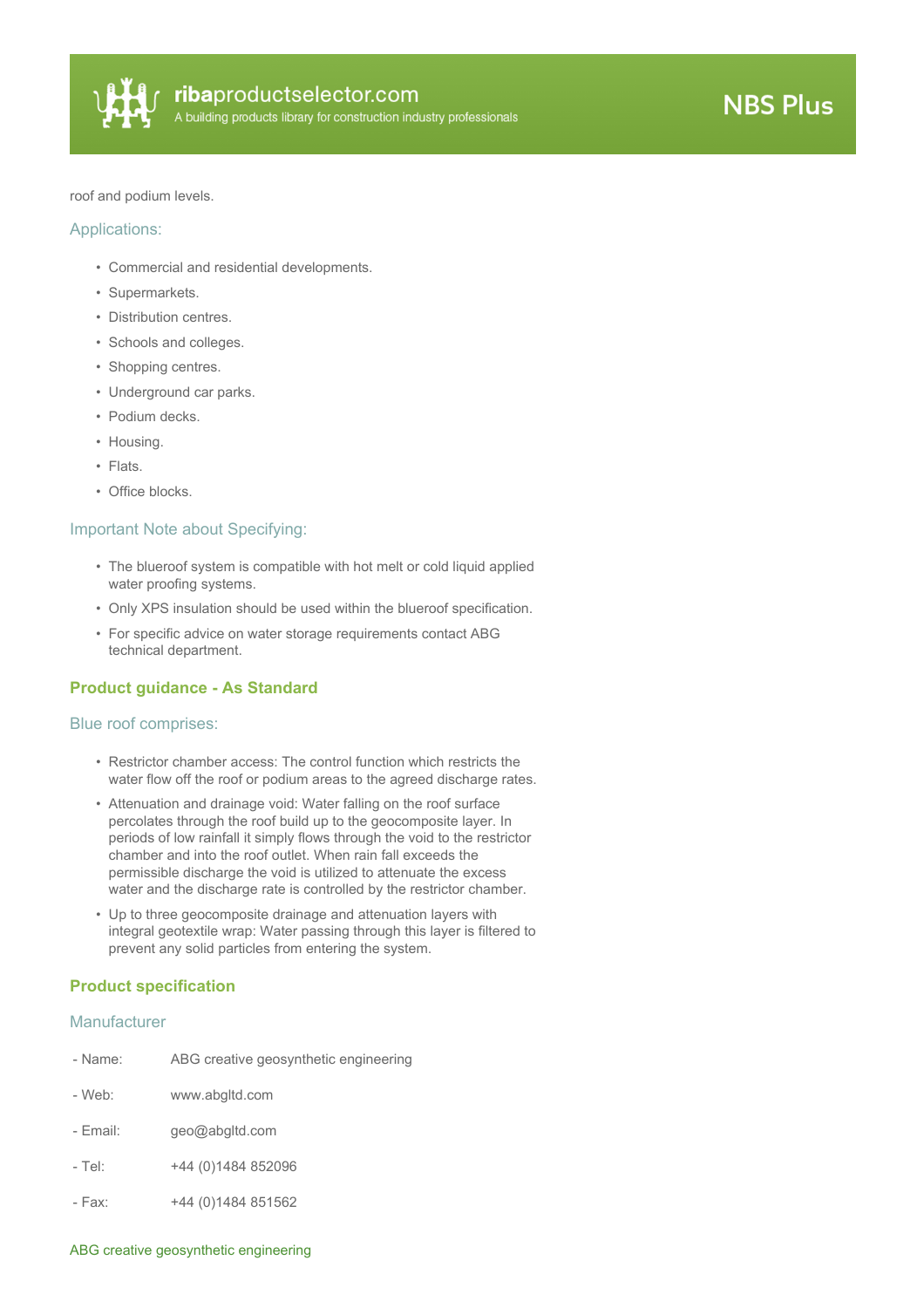roof and podium levels.

### Applications:

- Commercial and residential developments.
- Supermarkets.
- Distribution centres.
- Schools and colleges.
- Shopping centres.
- Underground car parks.
- Podium decks.
- Housing.
- Flats.
- Office blocks.

### Important Note about Specifying:

- The blueroof system is compatible with hot melt or cold liquid applied water proofing systems.
- Only XPS insulation should be used within the blueroof specification.
- For specific advice on water storage requirements contact ABG technical department.

## Product guidance - As Standard

### Blue roof comprises:

- Restrictor chamber access: The control function which restricts the water flow off the roof or podium areas to the agreed discharge rates.
- Attenuation and drainage void: Water falling on the roof surface percolates through the roof build up to the geocomposite layer. In periods of low rainfall it simply flows through the void to the restrictor chamber and into the roof outlet. When rain fall exceeds the permissible discharge the void is utilized to attenuate the excess water and the discharge rate is controlled by the restrictor chamber.
- Up to three geocomposite drainage and attenuation layers with integral geotextile wrap: Water passing through this layer is filtered to prevent any solid particles from entering the system.

## Product specification

### Manufacturer

| | |
|---|---|
| - Name: | ABG creative geosynthetic engineering |
| - Web: | www.abgltd.com |
| - Email: | geo@abgltd.com |
| - Tel: | +44 (0)1484 852096 |
| - Fax: | +44 (0)1484 851562 |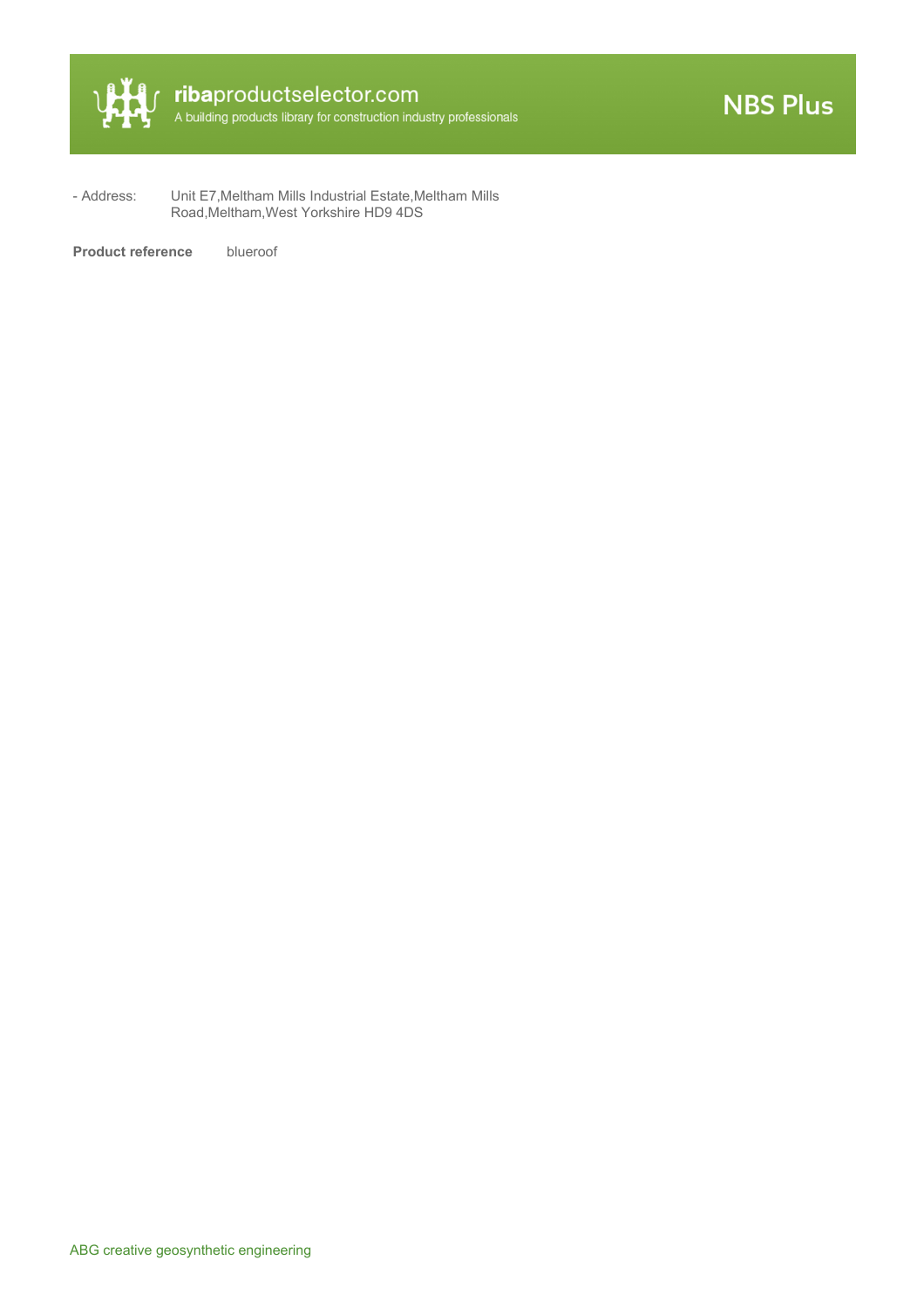- Address: Unit E7,Meltham Mills Industrial Estate,Meltham Mills Road,Meltham,West Yorkshire HD9 4DS

**Product reference** blueroof